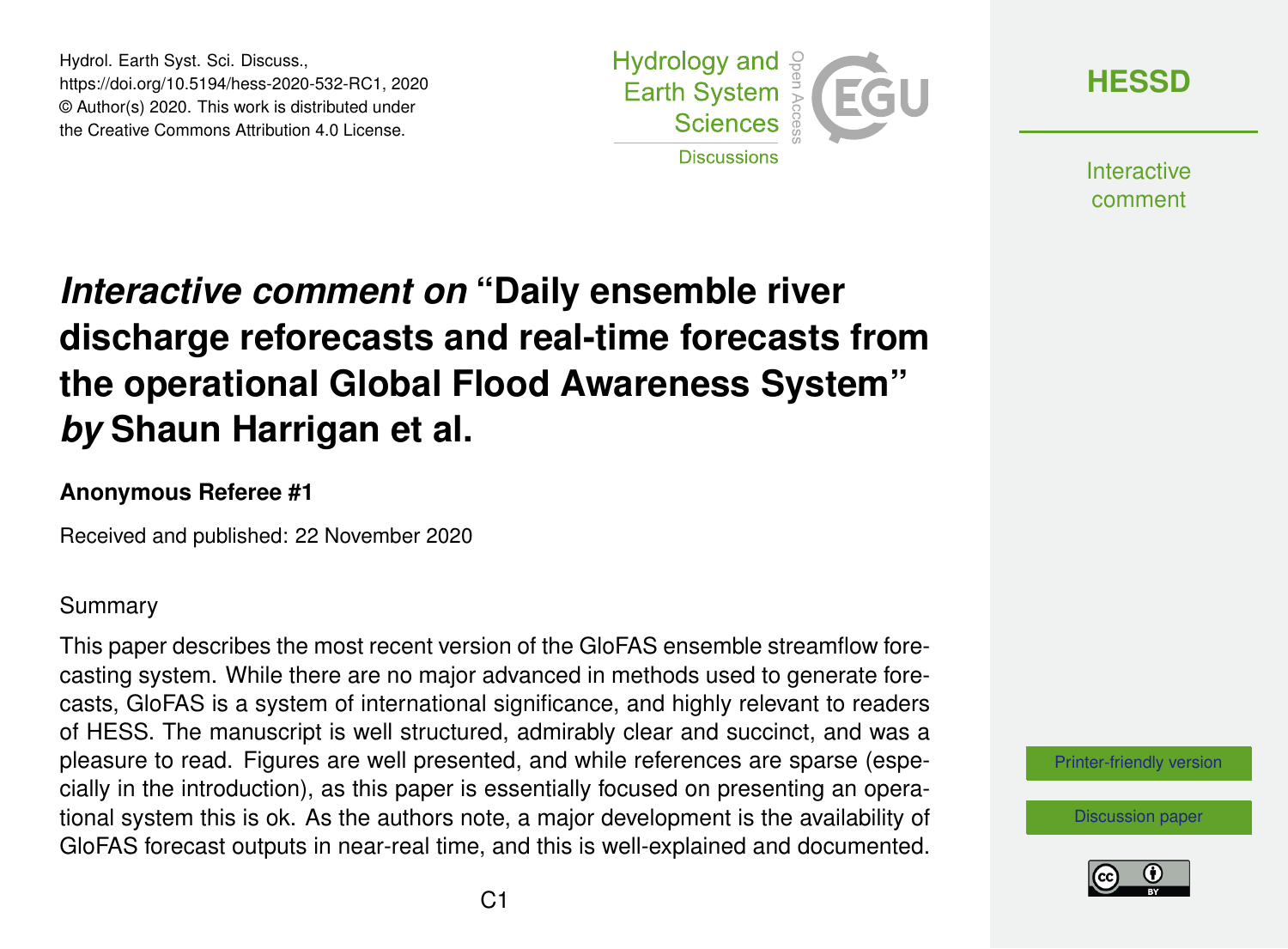Hydrol. Earth Syst. Sci. Discuss.,
https://doi.org/10.5194/hess-2020-532-RC1, 2020
© Author(s) 2020. This work is distributed under
the Creative Commons Attribution 4.0 License.

# *Interactive comment on* "Daily ensemble river discharge reforecasts and real-time forecasts from the operational Global Flood Awareness System" *by* Shaun Harrigan et al.

**Anonymous Referee #1**

Received and published: 22 November 2020

Summary

This paper describes the most recent version of the GloFAS ensemble streamflow forecasting system. While there are no major advanced in methods used to generate forecasts, GloFAS is a system of international significance, and highly relevant to readers of HESS. The manuscript is well structured, admirably clear and succinct, and was a pleasure to read. Figures are well presented, and while references are sparse (especially in the introduction), as this paper is essentially focused on presenting an operational system this is ok. As the authors note, a major development is the availability of GloFAS forecast outputs in near-real time, and this is well-explained and documented.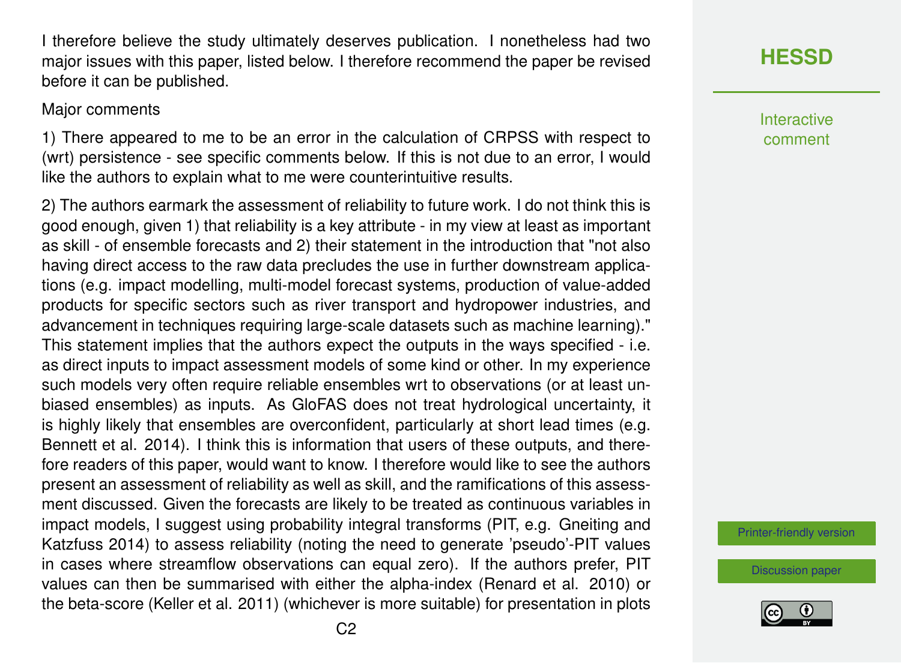I therefore believe the study ultimately deserves publication. I nonetheless had two major issues with this paper, listed below. I therefore recommend the paper be revised before it can be published.

Major comments

1) There appeared to me to be an error in the calculation of CRPSS with respect to (wrt) persistence - see specific comments below. If this is not due to an error, I would like the authors to explain what to me were counterintuitive results.

2) The authors earmark the assessment of reliability to future work. I do not think this is good enough, given 1) that reliability is a key attribute - in my view at least as important as skill - of ensemble forecasts and 2) their statement in the introduction that "not also having direct access to the raw data precludes the use in further downstream applications (e.g. impact modelling, multi-model forecast systems, production of value-added products for specific sectors such as river transport and hydropower industries, and advancement in techniques requiring large-scale datasets such as machine learning)." This statement implies that the authors expect the outputs in the ways specified - i.e. as direct inputs to impact assessment models of some kind or other. In my experience such models very often require reliable ensembles wrt to observations (or at least unbiased ensembles) as inputs. As GloFAS does not treat hydrological uncertainty, it is highly likely that ensembles are overconfident, particularly at short lead times (e.g. Bennett et al. 2014). I think this is information that users of these outputs, and therefore readers of this paper, would want to know. I therefore would like to see the authors present an assessment of reliability as well as skill, and the ramifications of this assessment discussed. Given the forecasts are likely to be treated as continuous variables in impact models, I suggest using probability integral transforms (PIT, e.g. Gneiting and Katzfuss 2014) to assess reliability (noting the need to generate 'pseudo'-PIT values in cases where streamflow observations can equal zero). If the authors prefer, PIT values can then be summarised with either the alpha-index (Renard et al. 2010) or the beta-score (Keller et al. 2011) (whichever is more suitable) for presentation in plots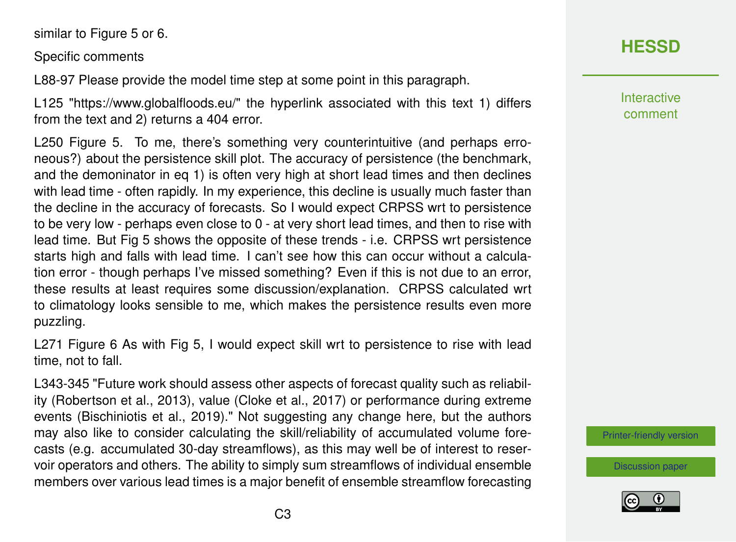similar to Figure 5 or 6.

Specific comments

L88-97 Please provide the model time step at some point in this paragraph.

L125 "https://www.globalfloods.eu/" the hyperlink associated with this text 1) differs from the text and 2) returns a 404 error.

L250 Figure 5. To me, there's something very counterintuitive (and perhaps erroneous?) about the persistence skill plot. The accuracy of persistence (the benchmark, and the demoninator in eq 1) is often very high at short lead times and then declines with lead time - often rapidly. In my experience, this decline is usually much faster than the decline in the accuracy of forecasts. So I would expect CRPSS wrt to persistence to be very low - perhaps even close to 0 - at very short lead times, and then to rise with lead time. But Fig 5 shows the opposite of these trends - i.e. CRPSS wrt persistence starts high and falls with lead time. I can't see how this can occur without a calculation error - though perhaps I've missed something? Even if this is not due to an error, these results at least requires some discussion/explanation. CRPSS calculated wrt to climatology looks sensible to me, which makes the persistence results even more puzzling.

L271 Figure 6 As with Fig 5, I would expect skill wrt to persistence to rise with lead time, not to fall.

L343-345 "Future work should assess other aspects of forecast quality such as reliability (Robertson et al., 2013), value (Cloke et al., 2017) or performance during extreme events (Bischiniotis et al., 2019)." Not suggesting any change here, but the authors may also like to consider calculating the skill/reliability of accumulated volume forecasts (e.g. accumulated 30-day streamflows), as this may well be of interest to reservoir operators and others. The ability to simply sum streamflows of individual ensemble members over various lead times is a major benefit of ensemble streamflow forecasting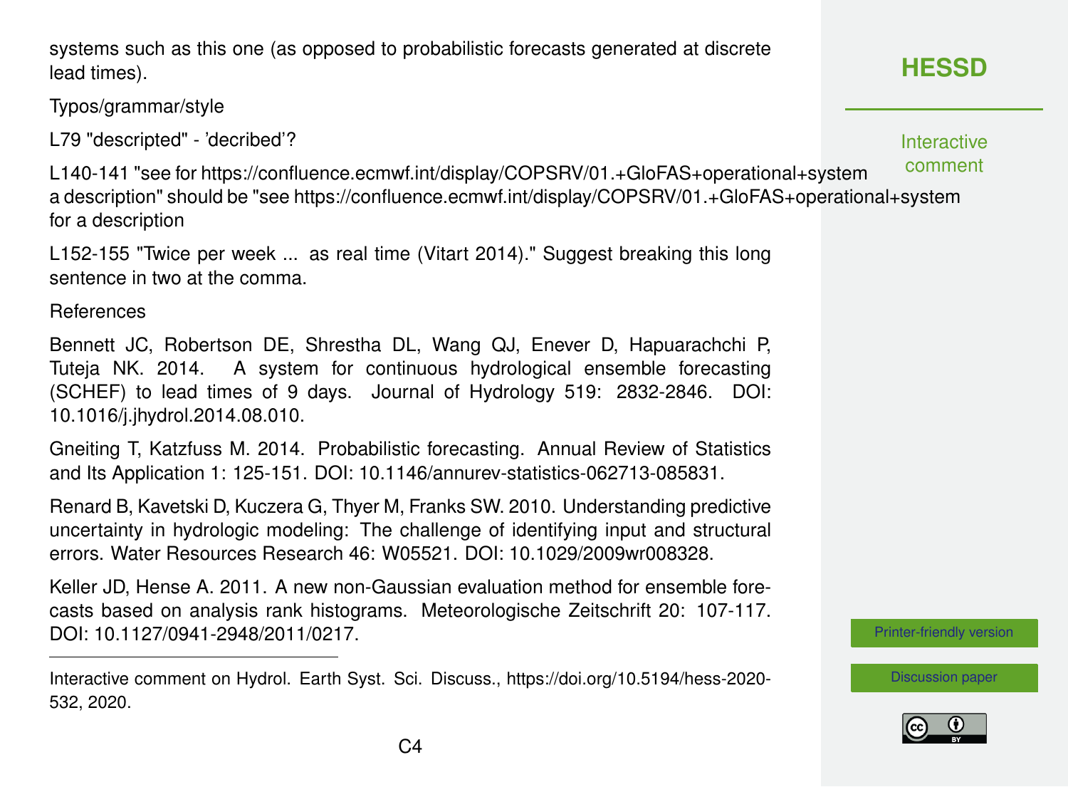systems such as this one (as opposed to probabilistic forecasts generated at discrete lead times).

Typos/grammar/style

L79 "descripted" - 'decribed'?

L140-141 "see for https://confluence.ecmwf.int/display/COPSRV/01.+GloFAS+operational+system a description" should be "see https://confluence.ecmwf.int/display/COPSRV/01.+GloFAS+operational+system for a description

L152-155 "Twice per week ... as real time (Vitart 2014)." Suggest breaking this long sentence in two at the comma.

References

Bennett JC, Robertson DE, Shrestha DL, Wang QJ, Enever D, Hapuarachchi P, Tuteja NK. 2014. A system for continuous hydrological ensemble forecasting (SCHEF) to lead times of 9 days. Journal of Hydrology 519: 2832-2846. DOI: 10.1016/j.jhydrol.2014.08.010.

Gneiting T, Katzfuss M. 2014. Probabilistic forecasting. Annual Review of Statistics and Its Application 1: 125-151. DOI: 10.1146/annurev-statistics-062713-085831.

Renard B, Kavetski D, Kuczera G, Thyer M, Franks SW. 2010. Understanding predictive uncertainty in hydrologic modeling: The challenge of identifying input and structural errors. Water Resources Research 46: W05521. DOI: 10.1029/2009wr008328.

Keller JD, Hense A. 2011. A new non-Gaussian evaluation method for ensemble forecasts based on analysis rank histograms. Meteorologische Zeitschrift 20: 107-117. DOI: 10.1127/0941-2948/2011/0217.

---

Interactive comment on Hydrol. Earth Syst. Sci. Discuss., https://doi.org/10.5194/hess-2020-532, 2020.